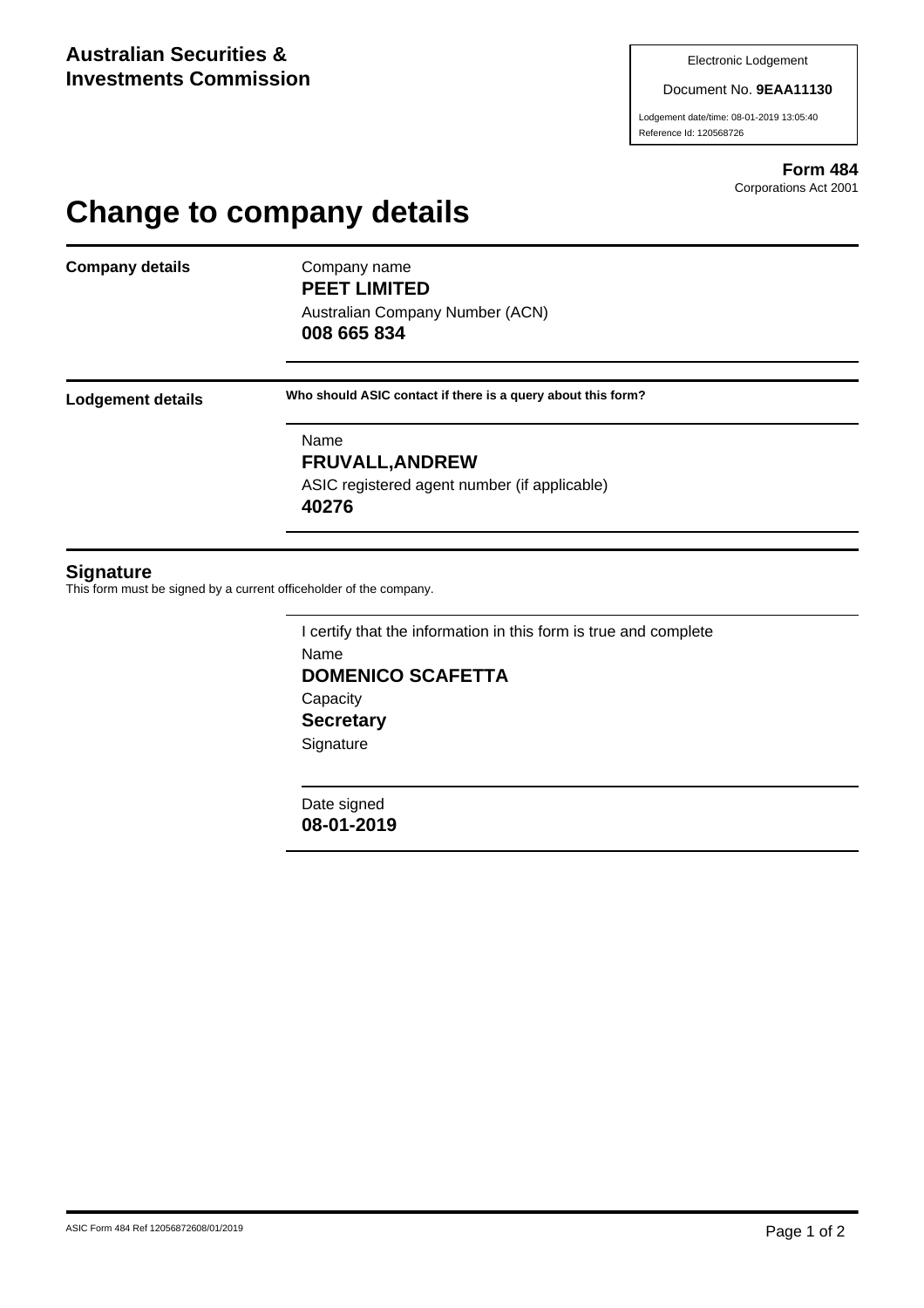**Australian Securities & Investments Commission**

Electronic Lodgement

Document No. **9EAA11130**

Lodgement date/time: 08-01-2019 13:05:40

Reference Id: 120568726

**Form 484**

Corporations Act 2001

# Change to company details

**Company details**

Company name

**PEET LIMITED**

Australian Company Number (ACN)

**008 665 834**

**Lodgement details**

**Who should ASIC contact if there is a query about this form?**

Name

**FRUVALL,ANDREW**

ASIC registered agent number (if applicable)

**40276**

## Signature

This form must be signed by a current officeholder of the company.

I certify that the information in this form is true and complete

Name

**DOMENICO SCAFETTA**

Capacity

**Secretary**

Signature

Date signed

**08-01-2019**

ASIC Form 484 Ref 12056872608/01/2019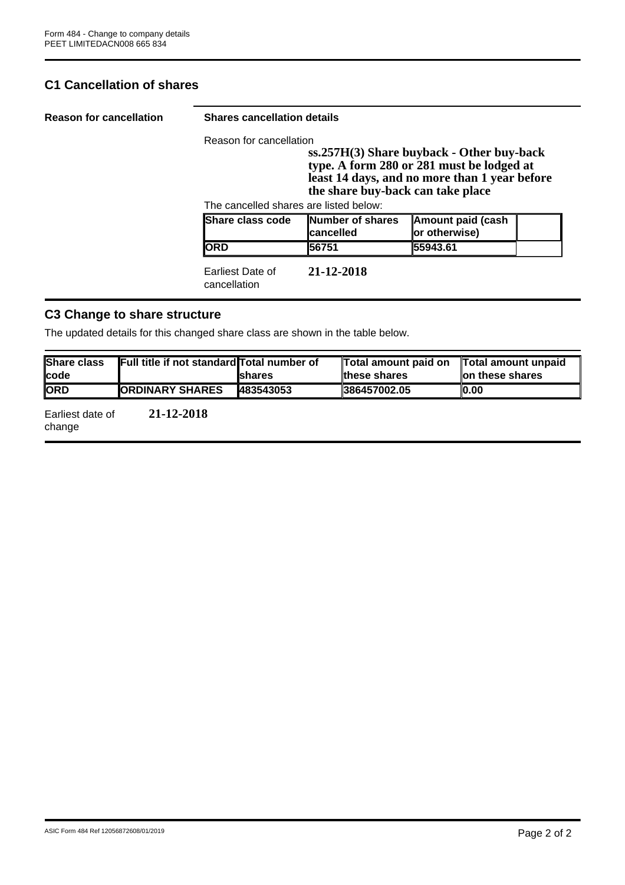## C1 Cancellation of shares

**Reason for cancellation**

**Shares cancellation details**

Reason for cancellation

**ss.257H(3) Share buyback - Other buy-back type. A form 280 or 281 must be lodged at least 14 days, and no more than 1 year before the share buy-back can take place**

The cancelled shares are listed below:

| Share class code | Number of shares cancelled | Amount paid (cash or otherwise) | |
|---|---|---|---|
| ORD | 56751 | 55943.61 | |

Earliest Date of cancellation **21-12-2018**

## C3 Change to share structure

The updated details for this changed share class are shown in the table below.

| Share class code | Full title if not standard | Total number of shares | Total amount paid on these shares | Total amount unpaid on these shares |
|---|---|---|---|---|
| ORD | ORDINARY SHARES | 483543053 | 386457002.05 | 0.00 |

Earliest date of change **21-12-2018**